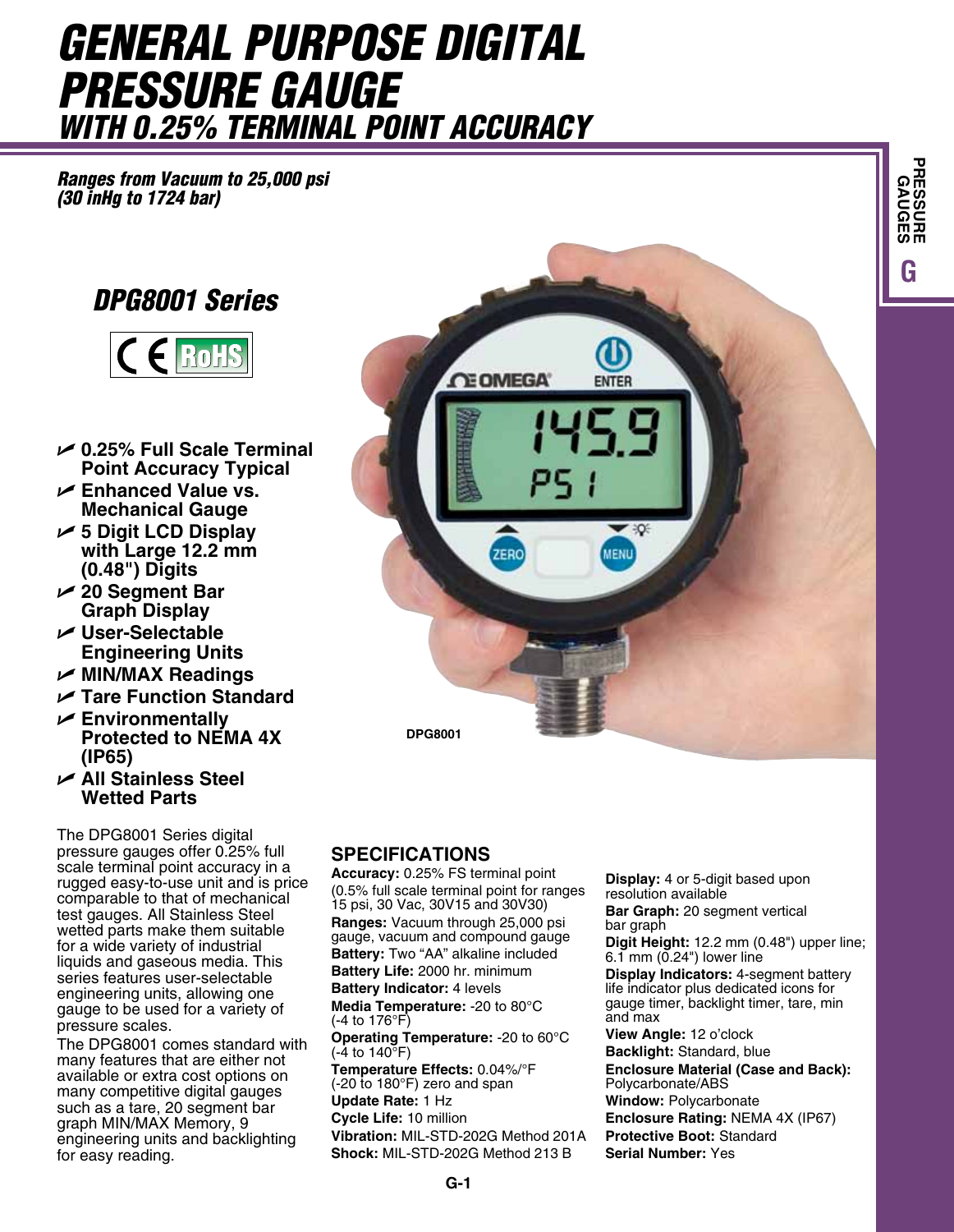# GENERAL PURPOSE DIGITAL PRESSURE GAUGE
## WITH 0.25% TERMINAL POINT ACCURACY

***Ranges from Vacuum to 25,000 psi (30 inHg to 1724 bar)***

## *DPG8001 Series*

CE RoHS

- **0.25% Full Scale Terminal Point Accuracy Typical**
- **Enhanced Value vs. Mechanical Gauge**
- **5 Digit LCD Display with Large 12.2 mm (0.48") Digits**
- **20 Segment Bar Graph Display**
- **User-Selectable Engineering Units**
- **MIN/MAX Readings**
- **Tare Function Standard**
- **Environmentally Protected to NEMA 4X (IP65)**
- **All Stainless Steel Wetted Parts**

DPG8001

The DPG8001 Series digital pressure gauges offer 0.25% full scale terminal point accuracy in a rugged easy-to-use unit and is price comparable to that of mechanical test gauges. All Stainless Steel wetted parts make them suitable for a wide variety of industrial liquids and gaseous media. This series features user-selectable engineering units, allowing one gauge to be used for a variety of pressure scales.

The DPG8001 comes standard with many features that are either not available or extra cost options on many competitive digital gauges such as a tare, 20 segment bar graph MIN/MAX Memory, 9 engineering units and backlighting for easy reading.

## SPECIFICATIONS

**Accuracy:** 0.25% FS terminal point (0.5% full scale terminal point for ranges 15 psi, 30 Vac, 30V15 and 30V30)
**Ranges:** Vacuum through 25,000 psi gauge, vacuum and compound gauge
**Battery:** Two "AA" alkaline included
**Battery Life:** 2000 hr. minimum
**Battery Indicator:** 4 levels
**Media Temperature:** -20 to 80°C (-4 to 176°F)
**Operating Temperature:** -20 to 60°C (-4 to 140°F)
**Temperature Effects:** 0.04%/°F (-20 to 180°F) zero and span
**Update Rate:** 1 Hz
**Cycle Life:** 10 million
**Vibration:** MIL-STD-202G Method 201A
**Shock:** MIL-STD-202G Method 213 B
**Display:** 4 or 5-digit based upon resolution available
**Bar Graph:** 20 segment vertical bar graph
**Digit Height:** 12.2 mm (0.48") upper line; 6.1 mm (0.24") lower line
**Display Indicators:** 4-segment battery life indicator plus dedicated icons for gauge timer, backlight timer, tare, min and max
**View Angle:** 12 o'clock
**Backlight:** Standard, blue
**Enclosure Material (Case and Back):** Polycarbonate/ABS
**Window:** Polycarbonate
**Enclosure Rating:** NEMA 4X (IP67)
**Protective Boot:** Standard
**Serial Number:** Yes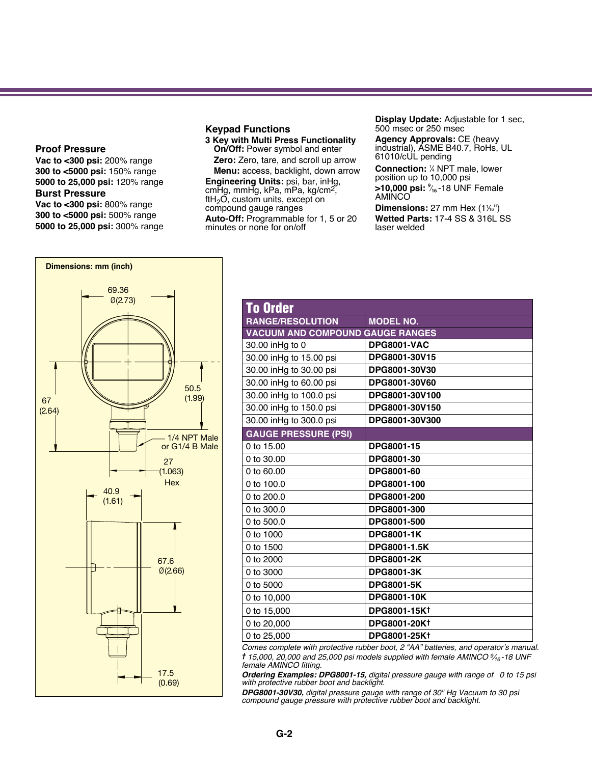### Proof Pressure

**Vac to <300 psi:** 200% range
**300 to <5000 psi:** 150% range
**5000 to 25,000 psi:** 120% range

### Burst Pressure

**Vac to <300 psi:** 800% range
**300 to <5000 psi:** 500% range
**5000 to 25,000 psi:** 300% range

### Keypad Functions

**3 Key with Multi Press Functionality**
- **On/Off:** Power symbol and enter
- **Zero:** Zero, tare, and scroll up arrow
- **Menu:** access, backlight, down arrow

**Engineering Units:** psi, bar, inHg, cmHg, mmHg, kPa, mPa, kg/cm$^2$, ft$H_2O$, custom units, except on compound gauge ranges

**Auto-Off:** Programmable for 1, 5 or 20 minutes or none for on/off

**Display Update:** Adjustable for 1 sec, 500 msec or 250 msec

**Agency Approvals:** CE (heavy industrial), ASME B40.7, RoHs, UL 61010/cUL pending

**Connection:** ¼ NPT male, lower position up to 10,000 psi

**>10,000 psi:** 9/16-18 UNF Female AMINCO

**Dimensions:** 27 mm Hex (1 1/16")

**Wetted Parts:** 17-4 SS & 316L SS laser welded

Dimensions: mm (inch)

69.36
Ø(2.73)
67
(2.64)
50.5
(1.99)
1/4 NPT Male
or G1/4 B Male
27
(1.063)
Hex
40.9
(1.61)
67.6
Ø(2.66)
17.5
(0.69)

## To Order

| RANGE/RESOLUTION | MODEL NO. |
|---|---|
| **VACUUM AND COMPOUND GAUGE RANGES** | |
| 30.00 inHg to 0 | **DPG8001-VAC** |
| 30.00 inHg to 15.00 psi | **DPG8001-30V15** |
| 30.00 inHg to 30.00 psi | **DPG8001-30V30** |
| 30.00 inHg to 60.00 psi | **DPG8001-30V60** |
| 30.00 inHg to 100.0 psi | **DPG8001-30V100** |
| 30.00 inHg to 150.0 psi | **DPG8001-30V150** |
| 30.00 inHg to 300.0 psi | **DPG8001-30V300** |
| **GAUGE PRESSURE (PSI)** | |
| 0 to 15.00 | **DPG8001-15** |
| 0 to 30.00 | **DPG8001-30** |
| 0 to 60.00 | **DPG8001-60** |
| 0 to 100.0 | **DPG8001-100** |
| 0 to 200.0 | **DPG8001-200** |
| 0 to 300.0 | **DPG8001-300** |
| 0 to 500.0 | **DPG8001-500** |
| 0 to 1000 | **DPG8001-1K** |
| 0 to 1500 | **DPG8001-1.5K** |
| 0 to 2000 | **DPG8001-2K** |
| 0 to 3000 | **DPG8001-3K** |
| 0 to 5000 | **DPG8001-5K** |
| 0 to 10,000 | **DPG8001-10K** |
| 0 to 15,000 | **DPG8001-15K†** |
| 0 to 20,000 | **DPG8001-20K†** |
| 0 to 25,000 | **DPG8001-25K†** |

*Comes complete with protective rubber boot, 2 "AA" batteries, and operator's manual.*

*† 15,000, 20,000 and 25,000 psi models supplied with female AMINCO 9/16-18 UNF female AMINCO fitting.*

***Ordering Examples: DPG8001-15,*** *digital pressure gauge with range of 0 to 15 psi with protective rubber boot and backlight.*

***DPG8001-30V30,*** *digital pressure gauge with range of 30" Hg Vacuum to 30 psi compound gauge pressure with protective rubber boot and backlight.*